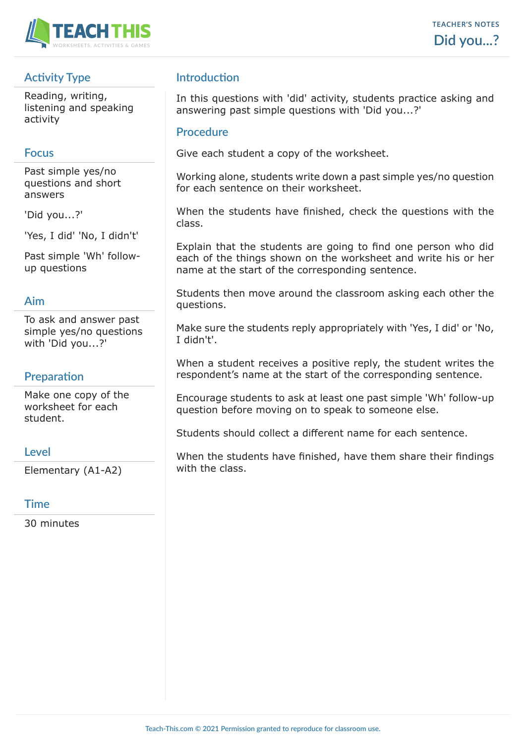TEACHER'S NOTES

# Did you...?

## Activity Type

Reading, writing, listening and speaking activity

## Focus

Past simple yes/no questions and short answers

'Did you...?'

'Yes, I did' 'No, I didn't'

Past simple 'Wh' follow-up questions

## Aim

To ask and answer past simple yes/no questions with 'Did you...?'

## Preparation

Make one copy of the worksheet for each student.

## Level

Elementary (A1-A2)

## Time

30 minutes

## Introduction

In this questions with 'did' activity, students practice asking and answering past simple questions with 'Did you...?'

## Procedure

Give each student a copy of the worksheet.

Working alone, students write down a past simple yes/no question for each sentence on their worksheet.

When the students have finished, check the questions with the class.

Explain that the students are going to find one person who did each of the things shown on the worksheet and write his or her name at the start of the corresponding sentence.

Students then move around the classroom asking each other the questions.

Make sure the students reply appropriately with 'Yes, I did' or 'No, I didn't'.

When a student receives a positive reply, the student writes the respondent's name at the start of the corresponding sentence.

Encourage students to ask at least one past simple 'Wh' follow-up question before moving on to speak to someone else.

Students should collect a different name for each sentence.

When the students have finished, have them share their findings with the class.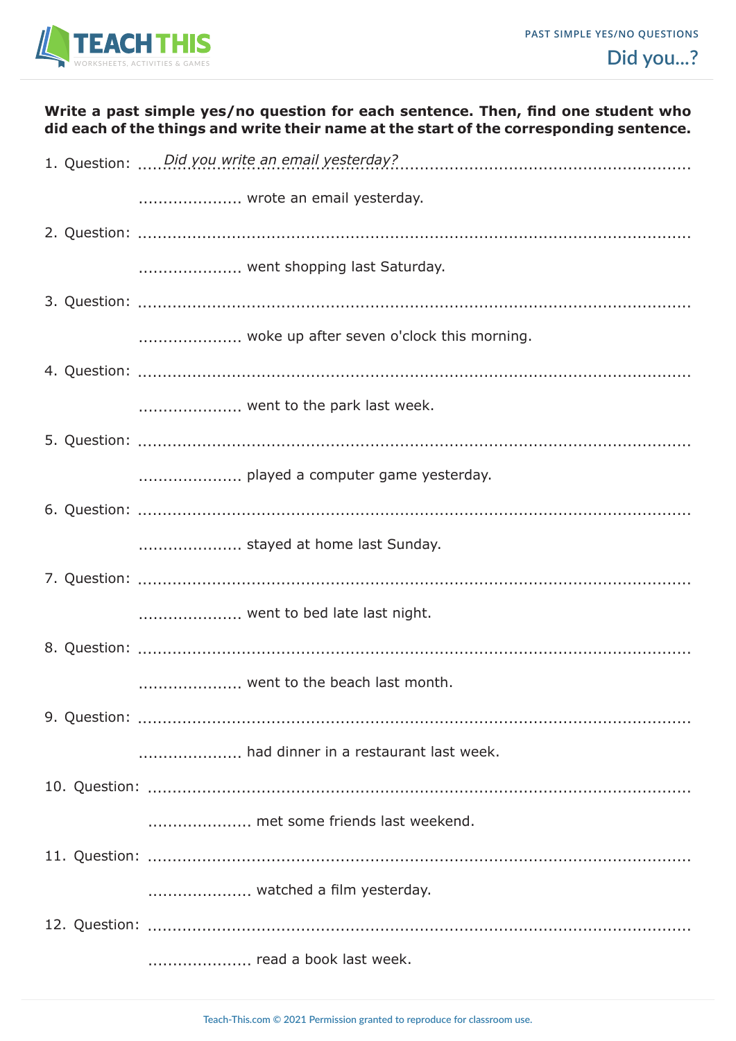# Did you...?

**Write a past simple yes/no question for each sentence. Then, find one student who did each of the things and write their name at the start of the corresponding sentence.**

1. Question: *Did you write an email yesterday?*

   .................... wrote an email yesterday.

2. Question: ....................................................................................................

   .................... went shopping last Saturday.

3. Question: ....................................................................................................

   .................... woke up after seven o'clock this morning.

4. Question: ....................................................................................................

   .................... went to the park last week.

5. Question: ....................................................................................................

   .................... played a computer game yesterday.

6. Question: ....................................................................................................

   .................... stayed at home last Sunday.

7. Question: ....................................................................................................

   .................... went to bed late last night.

8. Question: ....................................................................................................

   .................... went to the beach last month.

9. Question: ....................................................................................................

   .................... had dinner in a restaurant last week.

10. Question: ....................................................................................................

    .................... met some friends last weekend.

11. Question: ....................................................................................................

    .................... watched a film yesterday.

12. Question: ....................................................................................................

    .................... read a book last week.